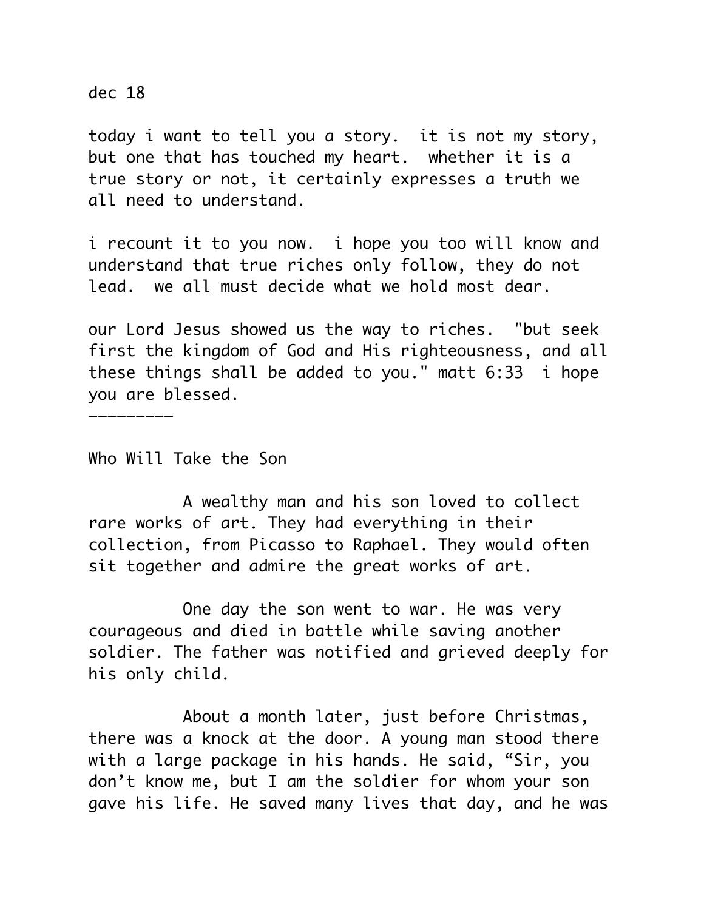dec 18

today i want to tell you a story. it is not my story, but one that has touched my heart. whether it is a true story or not, it certainly expresses a truth we all need to understand.

i recount it to you now. i hope you too will know and understand that true riches only follow, they do not lead. we all must decide what we hold most dear.

our Lord Jesus showed us the way to riches. "but seek first the kingdom of God and His righteousness, and all these things shall be added to you." matt 6:33 i hope you are blessed.

---

Who Will Take the Son

A wealthy man and his son loved to collect rare works of art. They had everything in their collection, from Picasso to Raphael. They would often sit together and admire the great works of art.

One day the son went to war. He was very courageous and died in battle while saving another soldier. The father was notified and grieved deeply for his only child.

About a month later, just before Christmas, there was a knock at the door. A young man stood there with a large package in his hands. He said, “Sir, you don’t know me, but I am the soldier for whom your son gave his life. He saved many lives that day, and he was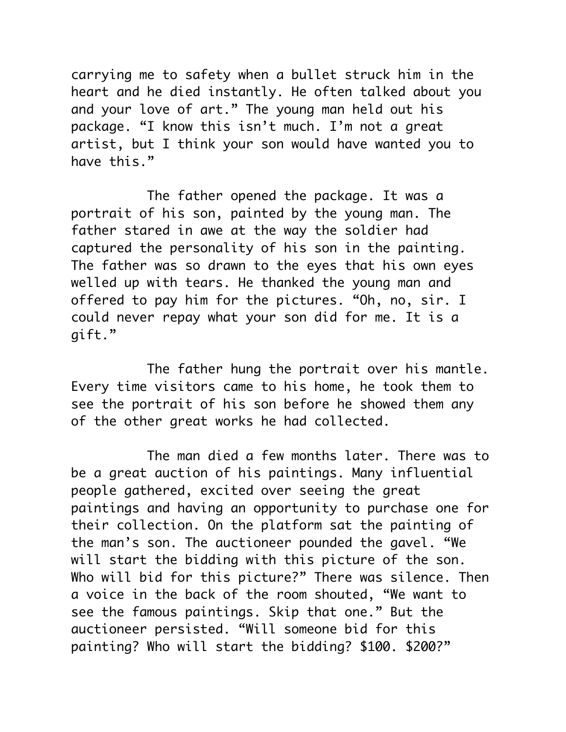carrying me to safety when a bullet struck him in the heart and he died instantly. He often talked about you and your love of art." The young man held out his package. "I know this isn't much. I'm not a great artist, but I think your son would have wanted you to have this."

The father opened the package. It was a portrait of his son, painted by the young man. The father stared in awe at the way the soldier had captured the personality of his son in the painting. The father was so drawn to the eyes that his own eyes welled up with tears. He thanked the young man and offered to pay him for the pictures. "Oh, no, sir. I could never repay what your son did for me. It is a gift."

The father hung the portrait over his mantle. Every time visitors came to his home, he took them to see the portrait of his son before he showed them any of the other great works he had collected.

The man died a few months later. There was to be a great auction of his paintings. Many influential people gathered, excited over seeing the great paintings and having an opportunity to purchase one for their collection. On the platform sat the painting of the man's son. The auctioneer pounded the gavel. "We will start the bidding with this picture of the son. Who will bid for this picture?" There was silence. Then a voice in the back of the room shouted, "We want to see the famous paintings. Skip that one." But the auctioneer persisted. "Will someone bid for this painting? Who will start the bidding? $100. $200?"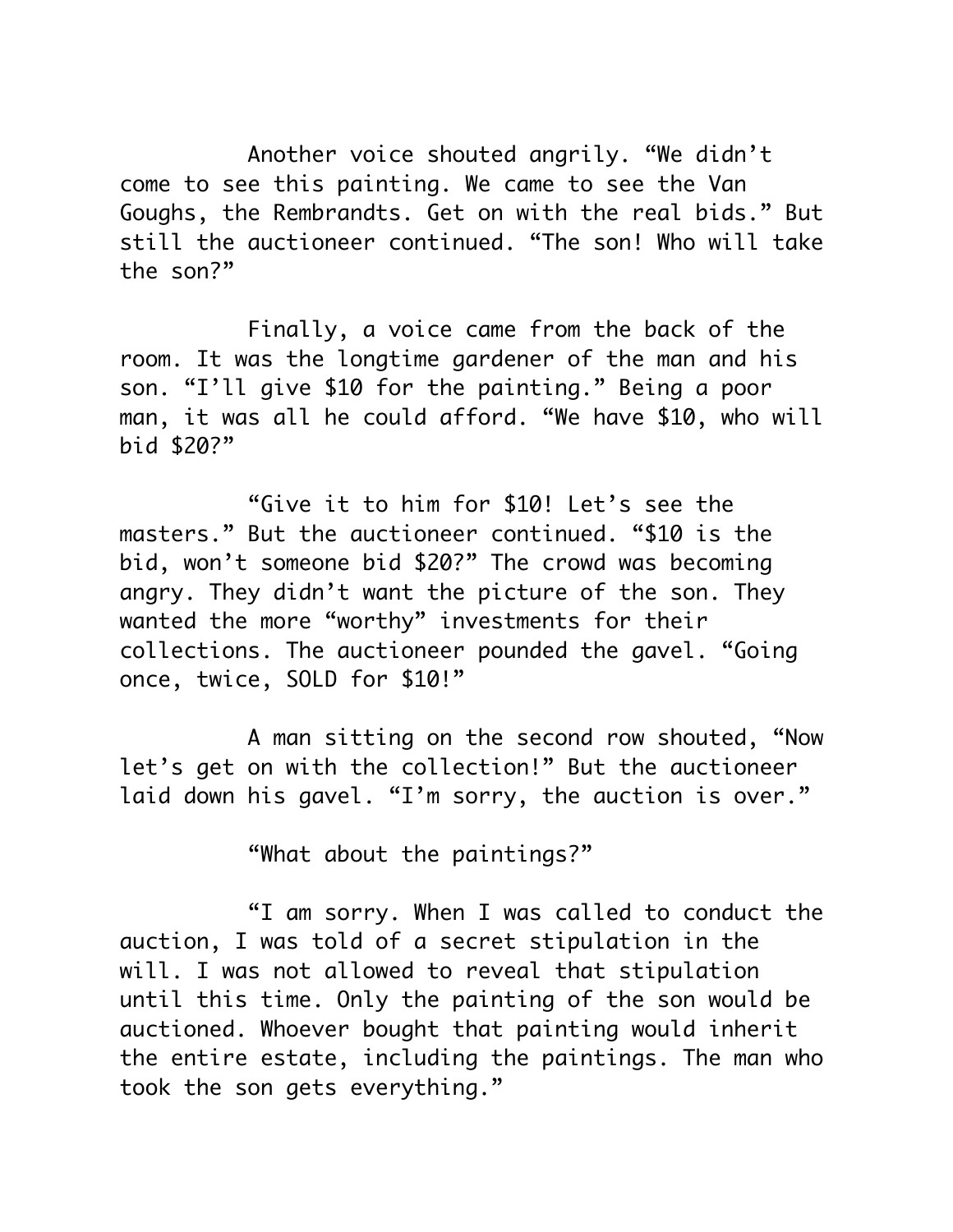Another voice shouted angrily. “We didn’t come to see this painting. We came to see the Van Goughs, the Rembrandts. Get on with the real bids.” But still the auctioneer continued. “The son! Who will take the son?”

Finally, a voice came from the back of the room. It was the longtime gardener of the man and his son. “I’ll give $10 for the painting.” Being a poor man, it was all he could afford. “We have $10, who will bid $20?”

“Give it to him for $10! Let’s see the masters.” But the auctioneer continued. “$10 is the bid, won’t someone bid $20?” The crowd was becoming angry. They didn’t want the picture of the son. They wanted the more “worthy” investments for their collections. The auctioneer pounded the gavel. “Going once, twice, SOLD for $10!”

A man sitting on the second row shouted, “Now let’s get on with the collection!” But the auctioneer laid down his gavel. “I’m sorry, the auction is over.”

“What about the paintings?”

“I am sorry. When I was called to conduct the auction, I was told of a secret stipulation in the will. I was not allowed to reveal that stipulation until this time. Only the painting of the son would be auctioned. Whoever bought that painting would inherit the entire estate, including the paintings. The man who took the son gets everything.”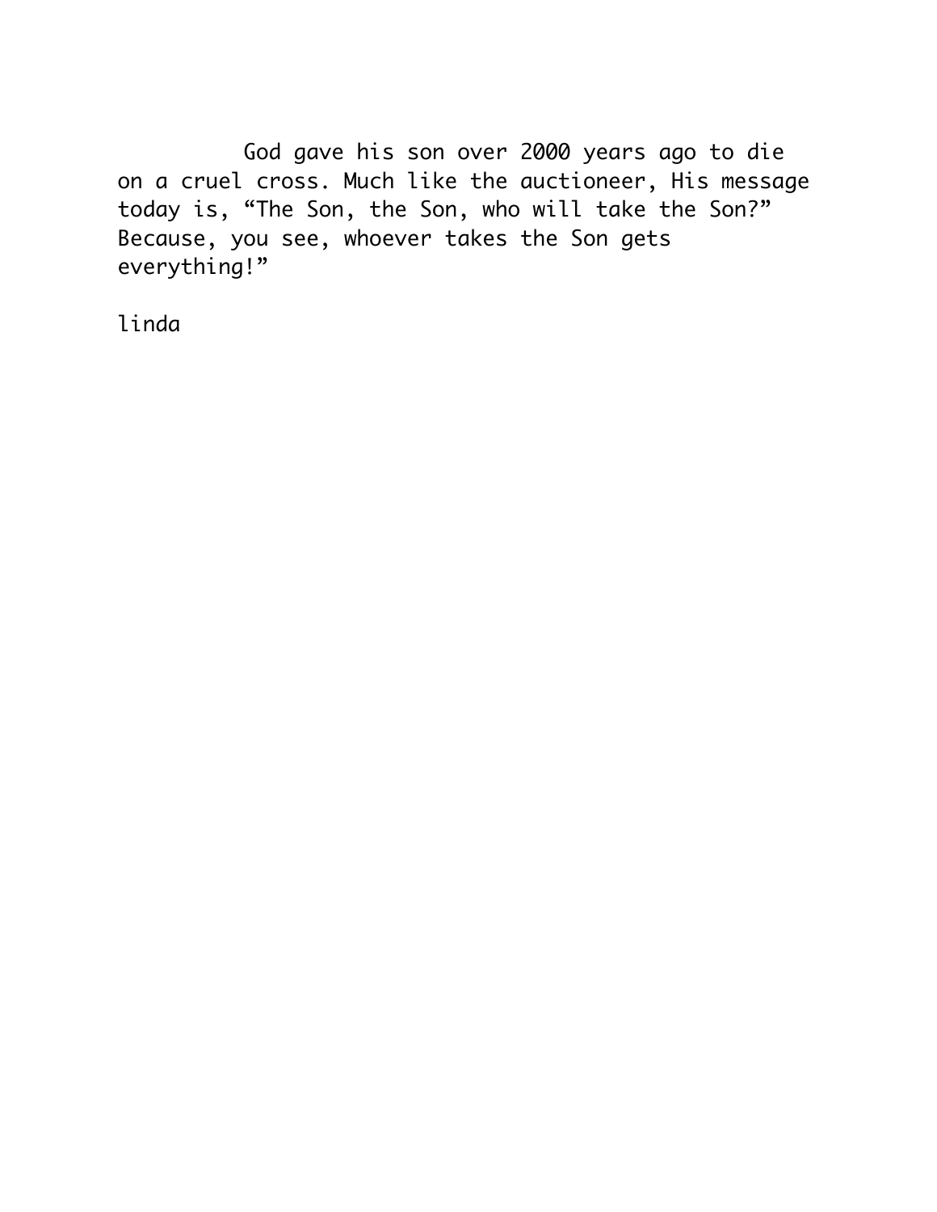God gave his son over 2000 years ago to die on a cruel cross. Much like the auctioneer, His message today is, "The Son, the Son, who will take the Son?" Because, you see, whoever takes the Son gets everything!"

linda